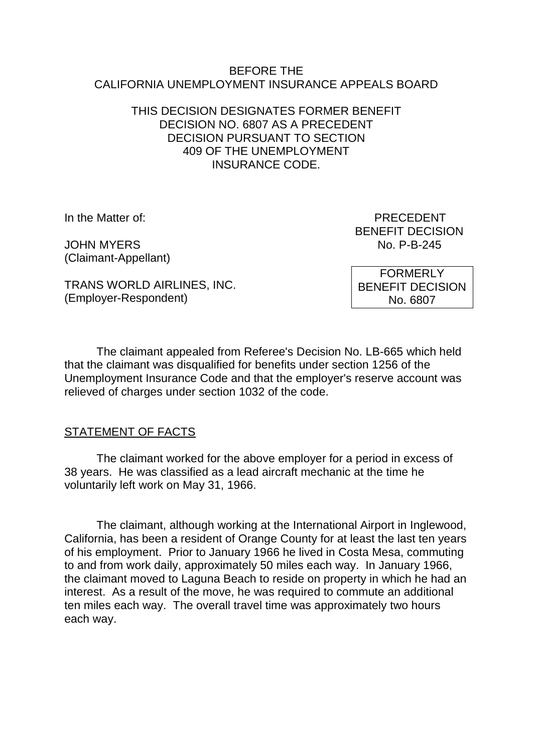BEFORE THE
CALIFORNIA UNEMPLOYMENT INSURANCE APPEALS BOARD

THIS DECISION DESIGNATES FORMER BENEFIT DECISION NO. 6807 AS A PRECEDENT DECISION PURSUANT TO SECTION 409 OF THE UNEMPLOYMENT INSURANCE CODE.

In the Matter of:

JOHN MYERS
(Claimant-Appellant)

TRANS WORLD AIRLINES, INC.
(Employer-Respondent)

PRECEDENT
BENEFIT DECISION
No. P-B-245

FORMERLY
BENEFIT DECISION
No. 6807

The claimant appealed from Referee's Decision No. LB-665 which held that the claimant was disqualified for benefits under section 1256 of the Unemployment Insurance Code and that the employer's reserve account was relieved of charges under section 1032 of the code.

STATEMENT OF FACTS

The claimant worked for the above employer for a period in excess of 38 years. He was classified as a lead aircraft mechanic at the time he voluntarily left work on May 31, 1966.

The claimant, although working at the International Airport in Inglewood, California, has been a resident of Orange County for at least the last ten years of his employment. Prior to January 1966 he lived in Costa Mesa, commuting to and from work daily, approximately 50 miles each way. In January 1966, the claimant moved to Laguna Beach to reside on property in which he had an interest. As a result of the move, he was required to commute an additional ten miles each way. The overall travel time was approximately two hours each way.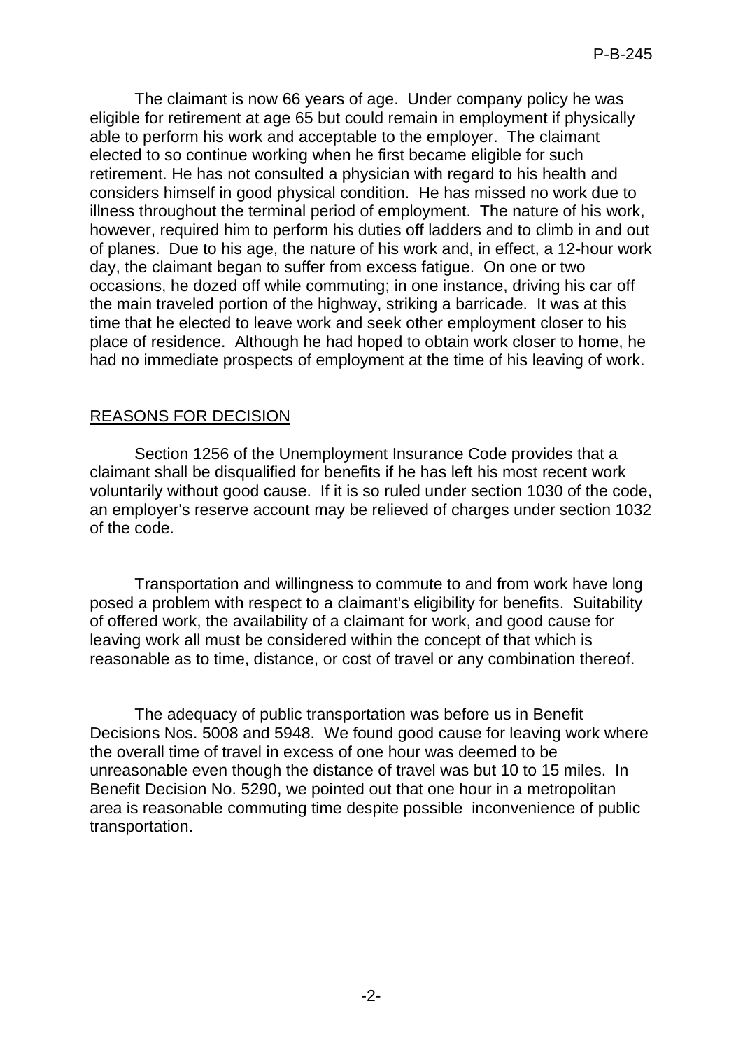The claimant is now 66 years of age. Under company policy he was eligible for retirement at age 65 but could remain in employment if physically able to perform his work and acceptable to the employer. The claimant elected to so continue working when he first became eligible for such retirement. He has not consulted a physician with regard to his health and considers himself in good physical condition. He has missed no work due to illness throughout the terminal period of employment. The nature of his work, however, required him to perform his duties off ladders and to climb in and out of planes. Due to his age, the nature of his work and, in effect, a 12-hour work day, the claimant began to suffer from excess fatigue. On one or two occasions, he dozed off while commuting; in one instance, driving his car off the main traveled portion of the highway, striking a barricade. It was at this time that he elected to leave work and seek other employment closer to his place of residence. Although he had hoped to obtain work closer to home, he had no immediate prospects of employment at the time of his leaving of work.

## REASONS FOR DECISION

Section 1256 of the Unemployment Insurance Code provides that a claimant shall be disqualified for benefits if he has left his most recent work voluntarily without good cause. If it is so ruled under section 1030 of the code, an employer's reserve account may be relieved of charges under section 1032 of the code.

Transportation and willingness to commute to and from work have long posed a problem with respect to a claimant's eligibility for benefits. Suitability of offered work, the availability of a claimant for work, and good cause for leaving work all must be considered within the concept of that which is reasonable as to time, distance, or cost of travel or any combination thereof.

The adequacy of public transportation was before us in Benefit Decisions Nos. 5008 and 5948. We found good cause for leaving work where the overall time of travel in excess of one hour was deemed to be unreasonable even though the distance of travel was but 10 to 15 miles. In Benefit Decision No. 5290, we pointed out that one hour in a metropolitan area is reasonable commuting time despite possible inconvenience of public transportation.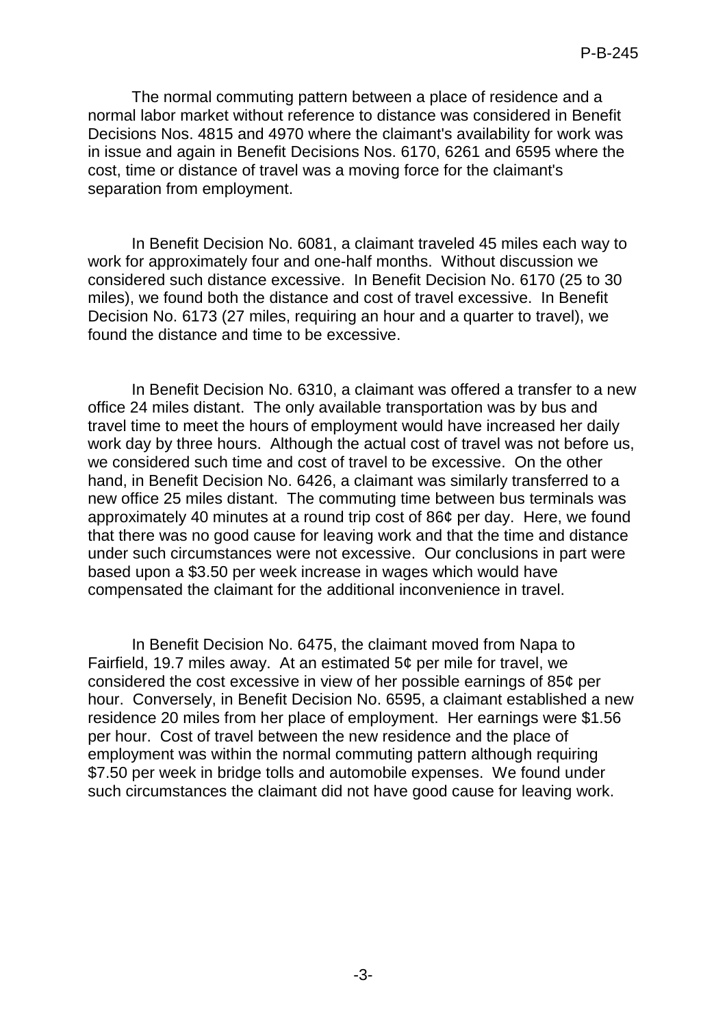The normal commuting pattern between a place of residence and a normal labor market without reference to distance was considered in Benefit Decisions Nos. 4815 and 4970 where the claimant's availability for work was in issue and again in Benefit Decisions Nos. 6170, 6261 and 6595 where the cost, time or distance of travel was a moving force for the claimant's separation from employment.

In Benefit Decision No. 6081, a claimant traveled 45 miles each way to work for approximately four and one-half months. Without discussion we considered such distance excessive. In Benefit Decision No. 6170 (25 to 30 miles), we found both the distance and cost of travel excessive. In Benefit Decision No. 6173 (27 miles, requiring an hour and a quarter to travel), we found the distance and time to be excessive.

In Benefit Decision No. 6310, a claimant was offered a transfer to a new office 24 miles distant. The only available transportation was by bus and travel time to meet the hours of employment would have increased her daily work day by three hours. Although the actual cost of travel was not before us, we considered such time and cost of travel to be excessive. On the other hand, in Benefit Decision No. 6426, a claimant was similarly transferred to a new office 25 miles distant. The commuting time between bus terminals was approximately 40 minutes at a round trip cost of 86¢ per day. Here, we found that there was no good cause for leaving work and that the time and distance under such circumstances were not excessive. Our conclusions in part were based upon a $3.50 per week increase in wages which would have compensated the claimant for the additional inconvenience in travel.

In Benefit Decision No. 6475, the claimant moved from Napa to Fairfield, 19.7 miles away. At an estimated 5¢ per mile for travel, we considered the cost excessive in view of her possible earnings of 85¢ per hour. Conversely, in Benefit Decision No. 6595, a claimant established a new residence 20 miles from her place of employment. Her earnings were $1.56 per hour. Cost of travel between the new residence and the place of employment was within the normal commuting pattern although requiring $7.50 per week in bridge tolls and automobile expenses. We found under such circumstances the claimant did not have good cause for leaving work.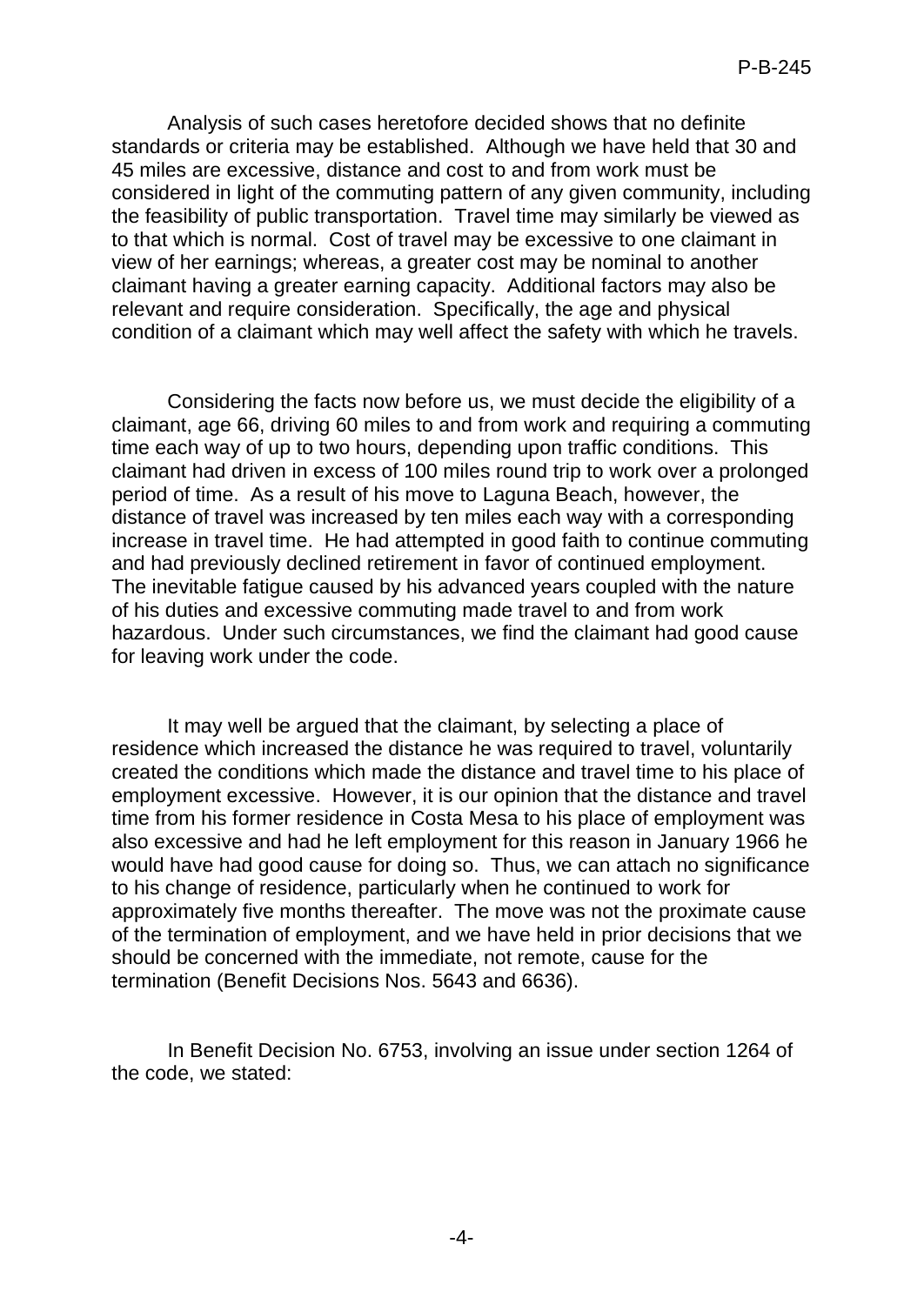Analysis of such cases heretofore decided shows that no definite standards or criteria may be established. Although we have held that 30 and 45 miles are excessive, distance and cost to and from work must be considered in light of the commuting pattern of any given community, including the feasibility of public transportation. Travel time may similarly be viewed as to that which is normal. Cost of travel may be excessive to one claimant in view of her earnings; whereas, a greater cost may be nominal to another claimant having a greater earning capacity. Additional factors may also be relevant and require consideration. Specifically, the age and physical condition of a claimant which may well affect the safety with which he travels.

Considering the facts now before us, we must decide the eligibility of a claimant, age 66, driving 60 miles to and from work and requiring a commuting time each way of up to two hours, depending upon traffic conditions. This claimant had driven in excess of 100 miles round trip to work over a prolonged period of time. As a result of his move to Laguna Beach, however, the distance of travel was increased by ten miles each way with a corresponding increase in travel time. He had attempted in good faith to continue commuting and had previously declined retirement in favor of continued employment. The inevitable fatigue caused by his advanced years coupled with the nature of his duties and excessive commuting made travel to and from work hazardous. Under such circumstances, we find the claimant had good cause for leaving work under the code.

It may well be argued that the claimant, by selecting a place of residence which increased the distance he was required to travel, voluntarily created the conditions which made the distance and travel time to his place of employment excessive. However, it is our opinion that the distance and travel time from his former residence in Costa Mesa to his place of employment was also excessive and had he left employment for this reason in January 1966 he would have had good cause for doing so. Thus, we can attach no significance to his change of residence, particularly when he continued to work for approximately five months thereafter. The move was not the proximate cause of the termination of employment, and we have held in prior decisions that we should be concerned with the immediate, not remote, cause for the termination (Benefit Decisions Nos. 5643 and 6636).

In Benefit Decision No. 6753, involving an issue under section 1264 of the code, we stated: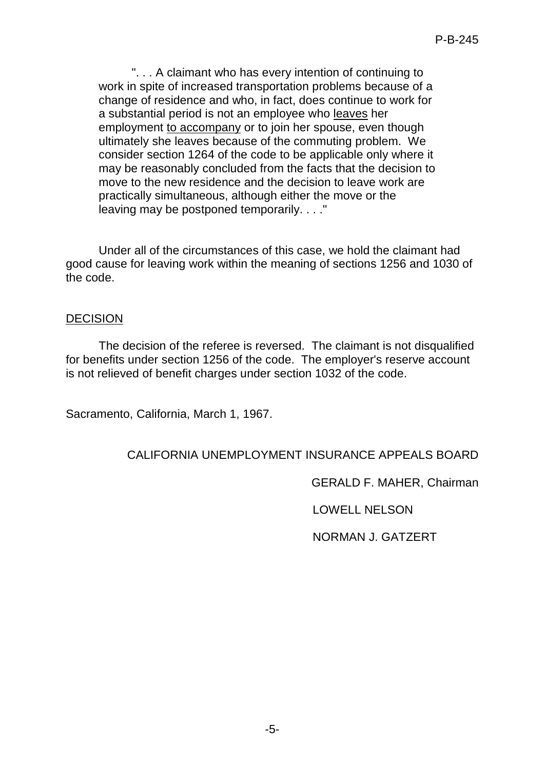> ". . . A claimant who has every intention of continuing to work in spite of increased transportation problems because of a change of residence and who, in fact, does continue to work for a substantial period is not an employee who leaves her employment to accompany or to join her spouse, even though ultimately she leaves because of the commuting problem. We consider section 1264 of the code to be applicable only where it may be reasonably concluded from the facts that the decision to move to the new residence and the decision to leave work are practically simultaneous, although either the move or the leaving may be postponed temporarily. . . ."

Under all of the circumstances of this case, we hold the claimant had good cause for leaving work within the meaning of sections 1256 and 1030 of the code.

## DECISION

The decision of the referee is reversed. The claimant is not disqualified for benefits under section 1256 of the code. The employer's reserve account is not relieved of benefit charges under section 1032 of the code.

Sacramento, California, March 1, 1967.

CALIFORNIA UNEMPLOYMENT INSURANCE APPEALS BOARD

GERALD F. MAHER, Chairman

LOWELL NELSON

NORMAN J. GATZERT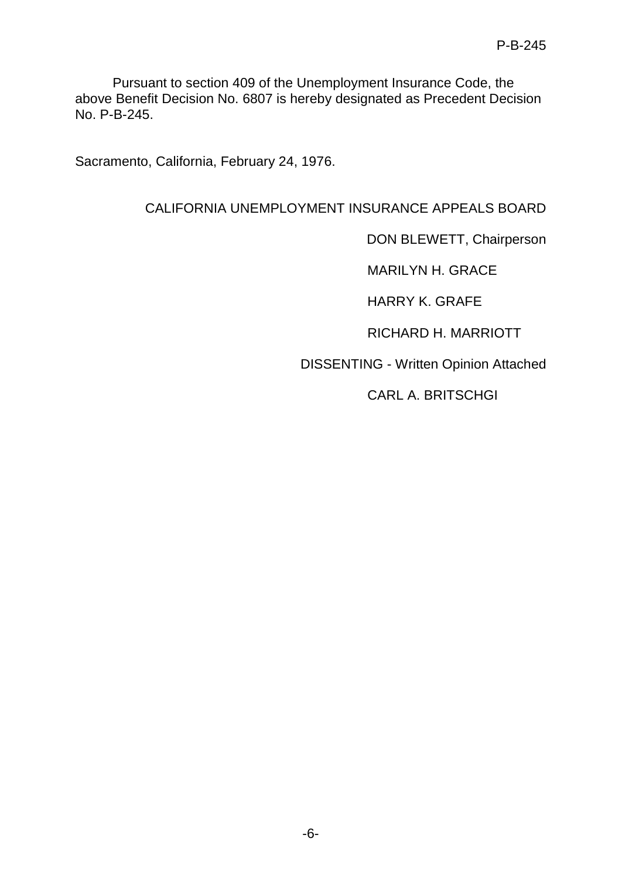Pursuant to section 409 of the Unemployment Insurance Code, the above Benefit Decision No. 6807 is hereby designated as Precedent Decision No. P-B-245.

Sacramento, California, February 24, 1976.

CALIFORNIA UNEMPLOYMENT INSURANCE APPEALS BOARD

DON BLEWETT, Chairperson

MARILYN H. GRACE

HARRY K. GRAFE

RICHARD H. MARRIOTT

DISSENTING - Written Opinion Attached

CARL A. BRITSCHGI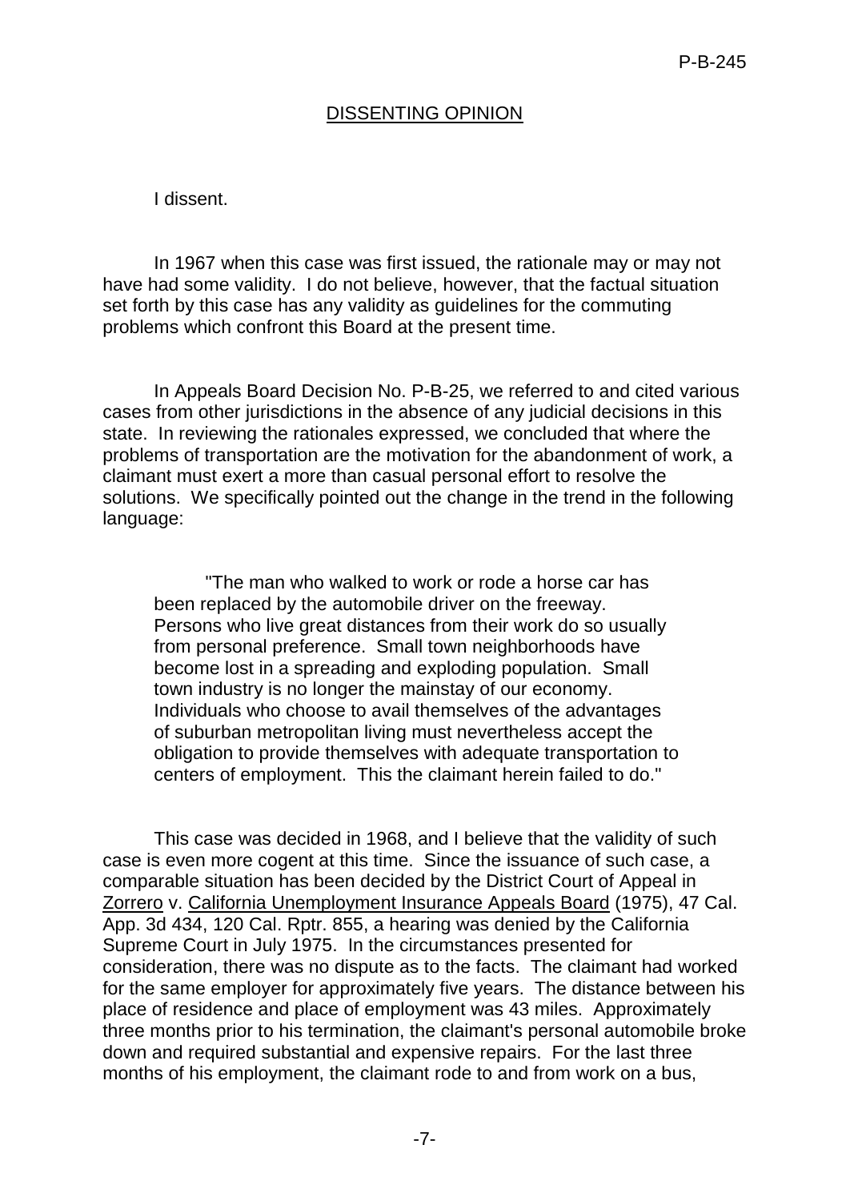## DISSENTING OPINION

I dissent.

In 1967 when this case was first issued, the rationale may or may not have had some validity. I do not believe, however, that the factual situation set forth by this case has any validity as guidelines for the commuting problems which confront this Board at the present time.

In Appeals Board Decision No. P-B-25, we referred to and cited various cases from other jurisdictions in the absence of any judicial decisions in this state. In reviewing the rationales expressed, we concluded that where the problems of transportation are the motivation for the abandonment of work, a claimant must exert a more than casual personal effort to resolve the solutions. We specifically pointed out the change in the trend in the following language:

> "The man who walked to work or rode a horse car has been replaced by the automobile driver on the freeway. Persons who live great distances from their work do so usually from personal preference. Small town neighborhoods have become lost in a spreading and exploding population. Small town industry is no longer the mainstay of our economy. Individuals who choose to avail themselves of the advantages of suburban metropolitan living must nevertheless accept the obligation to provide themselves with adequate transportation to centers of employment. This the claimant herein failed to do."

This case was decided in 1968, and I believe that the validity of such case is even more cogent at this time. Since the issuance of such case, a comparable situation has been decided by the District Court of Appeal in Zorrero v. California Unemployment Insurance Appeals Board (1975), 47 Cal. App. 3d 434, 120 Cal. Rptr. 855, a hearing was denied by the California Supreme Court in July 1975. In the circumstances presented for consideration, there was no dispute as to the facts. The claimant had worked for the same employer for approximately five years. The distance between his place of residence and place of employment was 43 miles. Approximately three months prior to his termination, the claimant's personal automobile broke down and required substantial and expensive repairs. For the last three months of his employment, the claimant rode to and from work on a bus,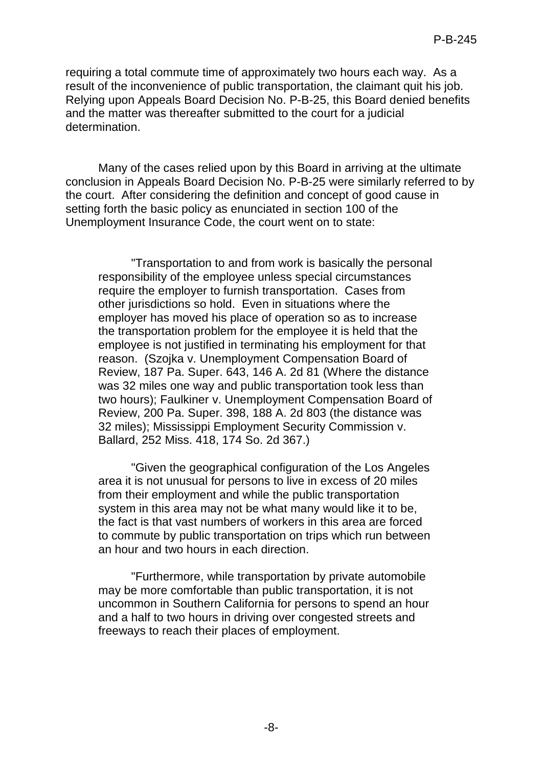requiring a total commute time of approximately two hours each way. As a result of the inconvenience of public transportation, the claimant quit his job. Relying upon Appeals Board Decision No. P-B-25, this Board denied benefits and the matter was thereafter submitted to the court for a judicial determination.

Many of the cases relied upon by this Board in arriving at the ultimate conclusion in Appeals Board Decision No. P-B-25 were similarly referred to by the court. After considering the definition and concept of good cause in setting forth the basic policy as enunciated in section 100 of the Unemployment Insurance Code, the court went on to state:

> "Transportation to and from work is basically the personal responsibility of the employee unless special circumstances require the employer to furnish transportation. Cases from other jurisdictions so hold. Even in situations where the employer has moved his place of operation so as to increase the transportation problem for the employee it is held that the employee is not justified in terminating his employment for that reason. (Szojka v. Unemployment Compensation Board of Review, 187 Pa. Super. 643, 146 A. 2d 81 (Where the distance was 32 miles one way and public transportation took less than two hours); Faulkiner v. Unemployment Compensation Board of Review, 200 Pa. Super. 398, 188 A. 2d 803 (the distance was 32 miles); Mississippi Employment Security Commission v. Ballard, 252 Miss. 418, 174 So. 2d 367.)
>
> "Given the geographical configuration of the Los Angeles area it is not unusual for persons to live in excess of 20 miles from their employment and while the public transportation system in this area may not be what many would like it to be, the fact is that vast numbers of workers in this area are forced to commute by public transportation on trips which run between an hour and two hours in each direction.
>
> "Furthermore, while transportation by private automobile may be more comfortable than public transportation, it is not uncommon in Southern California for persons to spend an hour and a half to two hours in driving over congested streets and freeways to reach their places of employment.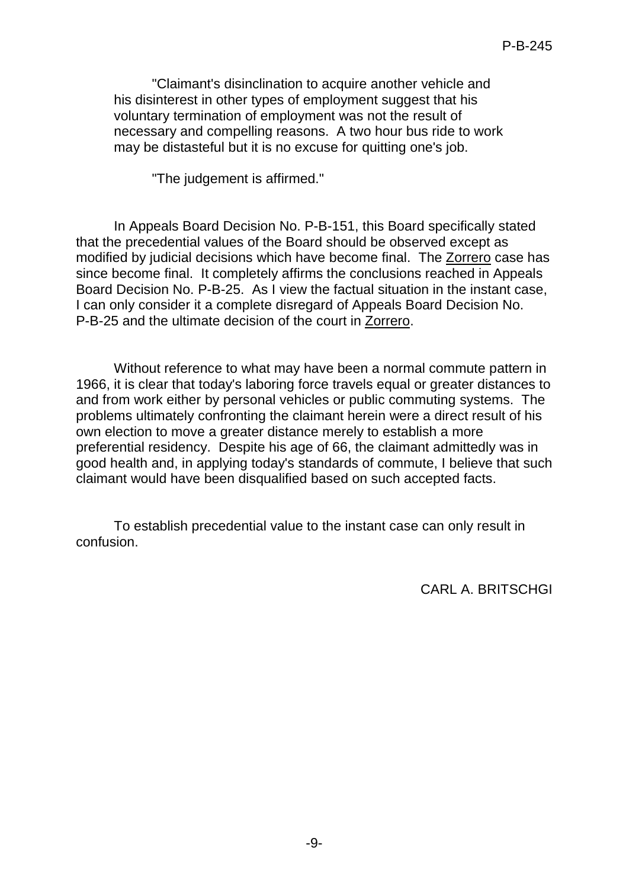"Claimant's disinclination to acquire another vehicle and his disinterest in other types of employment suggest that his voluntary termination of employment was not the result of necessary and compelling reasons. A two hour bus ride to work may be distasteful but it is no excuse for quitting one's job.

"The judgement is affirmed."

In Appeals Board Decision No. P-B-151, this Board specifically stated that the precedential values of the Board should be observed except as modified by judicial decisions which have become final. The Zorrero case has since become final. It completely affirms the conclusions reached in Appeals Board Decision No. P-B-25. As I view the factual situation in the instant case, I can only consider it a complete disregard of Appeals Board Decision No. P-B-25 and the ultimate decision of the court in Zorrero.

Without reference to what may have been a normal commute pattern in 1966, it is clear that today's laboring force travels equal or greater distances to and from work either by personal vehicles or public commuting systems. The problems ultimately confronting the claimant herein were a direct result of his own election to move a greater distance merely to establish a more preferential residency. Despite his age of 66, the claimant admittedly was in good health and, in applying today's standards of commute, I believe that such claimant would have been disqualified based on such accepted facts.

To establish precedential value to the instant case can only result in confusion.

CARL A. BRITSCHGI